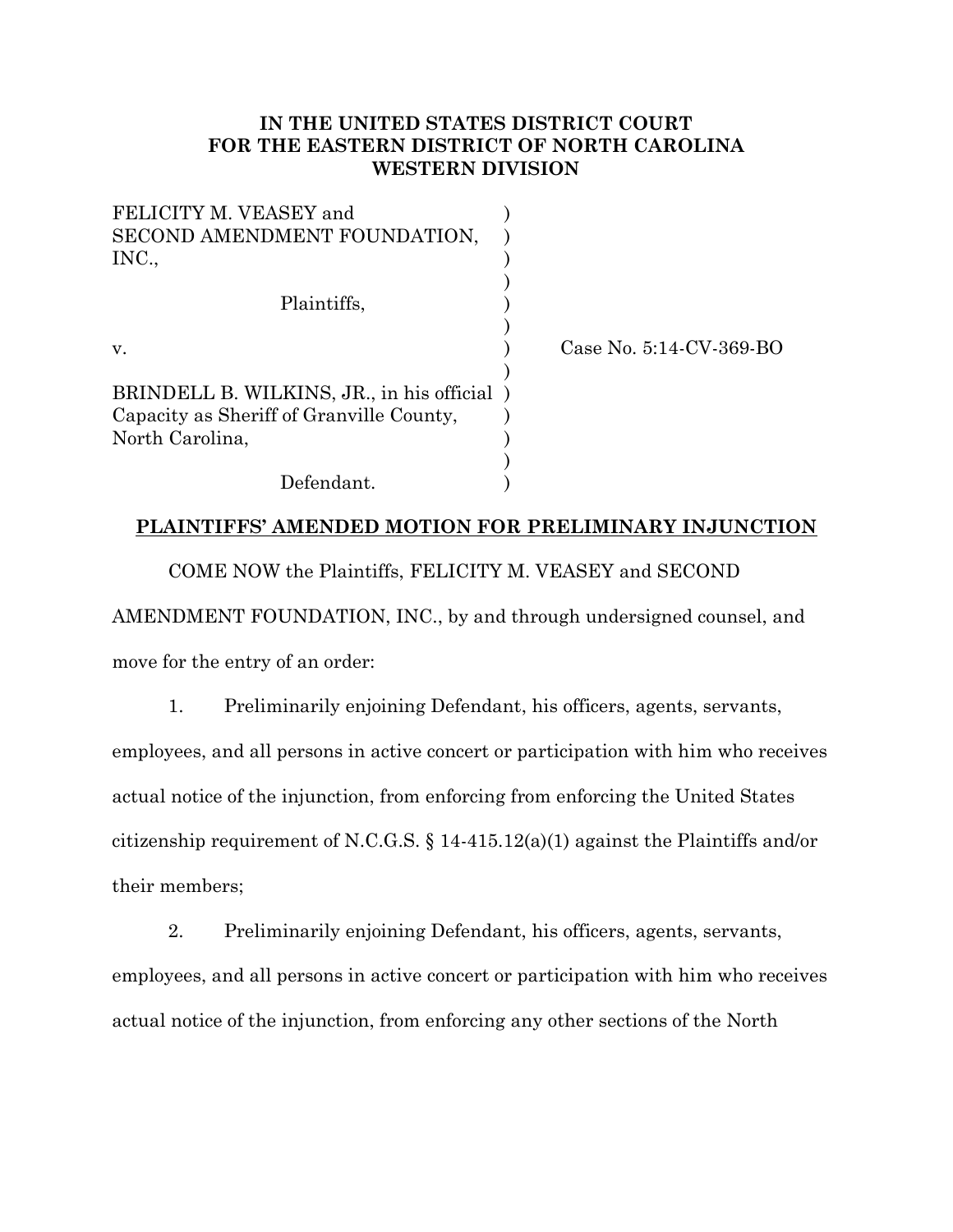**IN THE UNITED STATES DISTRICT COURT**
**FOR THE EASTERN DISTRICT OF NORTH CAROLINA**
**WESTERN DIVISION**

| | | |
|---|---|---|
| FELICITY M. VEASEY and SECOND AMENDMENT FOUNDATION, INC., | ) | |
| Plaintiffs, | ) | |
| v. | ) | Case No. 5:14-CV-369-BO |
| BRINDELL B. WILKINS, JR., in his official Capacity as Sheriff of Granville County, North Carolina, | ) | |
| Defendant. | ) | |

**PLAINTIFFS' AMENDED MOTION FOR PRELIMINARY INJUNCTION**

COME NOW the Plaintiffs, FELICITY M. VEASEY and SECOND AMENDMENT FOUNDATION, INC., by and through undersigned counsel, and move for the entry of an order:

1. Preliminarily enjoining Defendant, his officers, agents, servants, employees, and all persons in active concert or participation with him who receives actual notice of the injunction, from enforcing from enforcing the United States citizenship requirement of N.C.G.S. § 14-415.12(a)(1) against the Plaintiffs and/or their members;

2. Preliminarily enjoining Defendant, his officers, agents, servants, employees, and all persons in active concert or participation with him who receives actual notice of the injunction, from enforcing any other sections of the North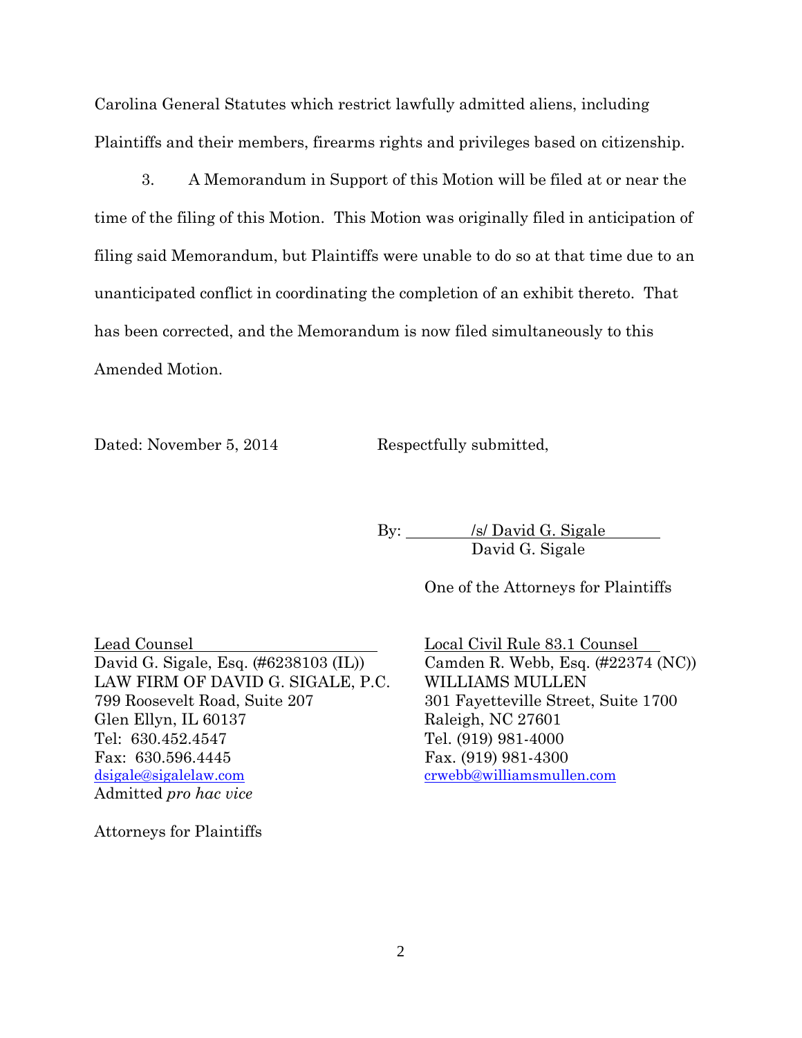Carolina General Statutes which restrict lawfully admitted aliens, including Plaintiffs and their members, firearms rights and privileges based on citizenship.

3. A Memorandum in Support of this Motion will be filed at or near the time of the filing of this Motion. This Motion was originally filed in anticipation of filing said Memorandum, but Plaintiffs were unable to do so at that time due to an unanticipated conflict in coordinating the completion of an exhibit thereto. That has been corrected, and the Memorandum is now filed simultaneously to this Amended Motion.

Dated: November 5, 2014

Respectfully submitted,

By: /s/ David G. Sigale
David G. Sigale

One of the Attorneys for Plaintiffs

Lead Counsel
David G. Sigale, Esq. (#6238103 (IL))
LAW FIRM OF DAVID G. SIGALE, P.C.
799 Roosevelt Road, Suite 207
Glen Ellyn, IL 60137
Tel: 630.452.4547
Fax: 630.596.4445
dsigale@sigalelaw.com
Admitted *pro hac vice*

Attorneys for Plaintiffs

Local Civil Rule 83.1 Counsel
Camden R. Webb, Esq. (#22374 (NC))
WILLIAMS MULLEN
301 Fayetteville Street, Suite 1700
Raleigh, NC 27601
Tel. (919) 981-4000
Fax. (919) 981-4300
crwebb@williamsmullen.com